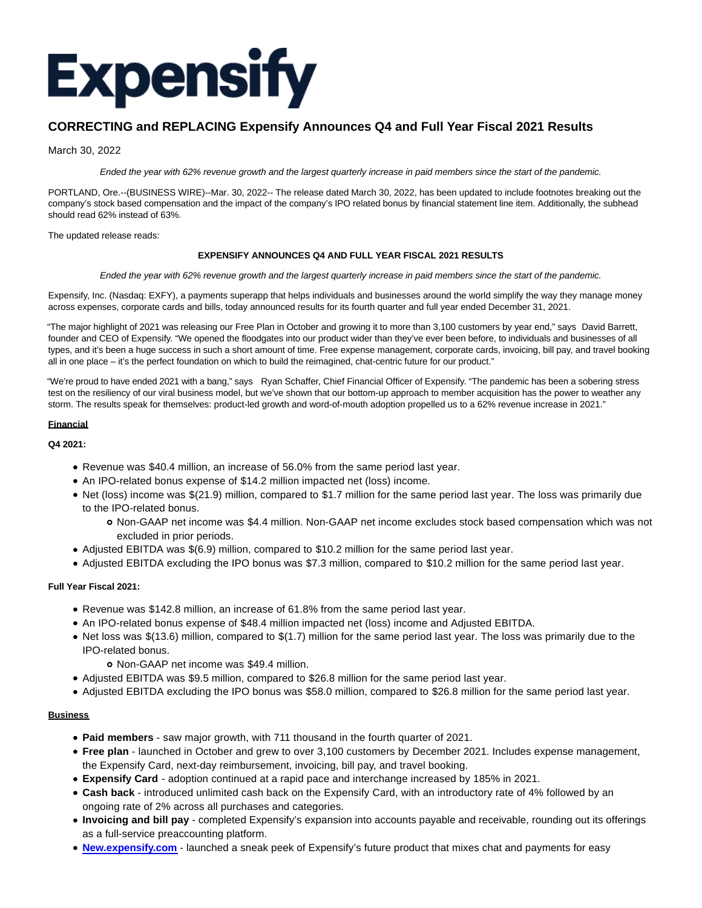# Expensify

## CORRECTING and REPLACING Expensify Announces Q4 and Full Year Fiscal 2021 Results

March 30, 2022

*Ended the year with 62% revenue growth and the largest quarterly increase in paid members since the start of the pandemic.*

PORTLAND, Ore.--(BUSINESS WIRE)--Mar. 30, 2022-- The release dated March 30, 2022, has been updated to include footnotes breaking out the company's stock based compensation and the impact of the company's IPO related bonus by financial statement line item. Additionally, the subhead should read 62% instead of 63%.

The updated release reads:

**EXPENSIFY ANNOUNCES Q4 AND FULL YEAR FISCAL 2021 RESULTS**

*Ended the year with 62% revenue growth and the largest quarterly increase in paid members since the start of the pandemic.*

Expensify, Inc. (Nasdaq: EXFY), a payments superapp that helps individuals and businesses around the world simplify the way they manage money across expenses, corporate cards and bills, today announced results for its fourth quarter and full year ended December 31, 2021.

"The major highlight of 2021 was releasing our Free Plan in October and growing it to more than 3,100 customers by year end," says David Barrett, founder and CEO of Expensify. "We opened the floodgates into our product wider than they've ever been before, to individuals and businesses of all types, and it's been a huge success in such a short amount of time. Free expense management, corporate cards, invoicing, bill pay, and travel booking all in one place – it's the perfect foundation on which to build the reimagined, chat-centric future for our product."

"We're proud to have ended 2021 with a bang," says Ryan Schaffer, Chief Financial Officer of Expensify. "The pandemic has been a sobering stress test on the resiliency of our viral business model, but we've shown that our bottom-up approach to member acquisition has the power to weather any storm. The results speak for themselves: product-led growth and word-of-mouth adoption propelled us to a 62% revenue increase in 2021."

**Financial**

**Q4 2021:**

- Revenue was $40.4 million, an increase of 56.0% from the same period last year.
- An IPO-related bonus expense of $14.2 million impacted net (loss) income.
- Net (loss) income was $(21.9) million, compared to $1.7 million for the same period last year. The loss was primarily due to the IPO-related bonus.
  - Non-GAAP net income was $4.4 million. Non-GAAP net income excludes stock based compensation which was not excluded in prior periods.
- Adjusted EBITDA was $(6.9) million, compared to $10.2 million for the same period last year.
- Adjusted EBITDA excluding the IPO bonus was $7.3 million, compared to $10.2 million for the same period last year.

**Full Year Fiscal 2021:**

- Revenue was $142.8 million, an increase of 61.8% from the same period last year.
- An IPO-related bonus expense of $48.4 million impacted net (loss) income and Adjusted EBITDA.
- Net loss was $(13.6) million, compared to $(1.7) million for the same period last year. The loss was primarily due to the IPO-related bonus.
  - Non-GAAP net income was $49.4 million.
- Adjusted EBITDA was $9.5 million, compared to $26.8 million for the same period last year.
- Adjusted EBITDA excluding the IPO bonus was $58.0 million, compared to $26.8 million for the same period last year.

**Business**

- **Paid members** - saw major growth, with 711 thousand in the fourth quarter of 2021.
- **Free plan** - launched in October and grew to over 3,100 customers by December 2021. Includes expense management, the Expensify Card, next-day reimbursement, invoicing, bill pay, and travel booking.
- **Expensify Card** - adoption continued at a rapid pace and interchange increased by 185% in 2021.
- **Cash back** - introduced unlimited cash back on the Expensify Card, with an introductory rate of 4% followed by an ongoing rate of 2% across all purchases and categories.
- **Invoicing and bill pay** - completed Expensify's expansion into accounts payable and receivable, rounding out its offerings as a full-service preaccounting platform.
- **New.expensify.com** - launched a sneak peek of Expensify's future product that mixes chat and payments for easy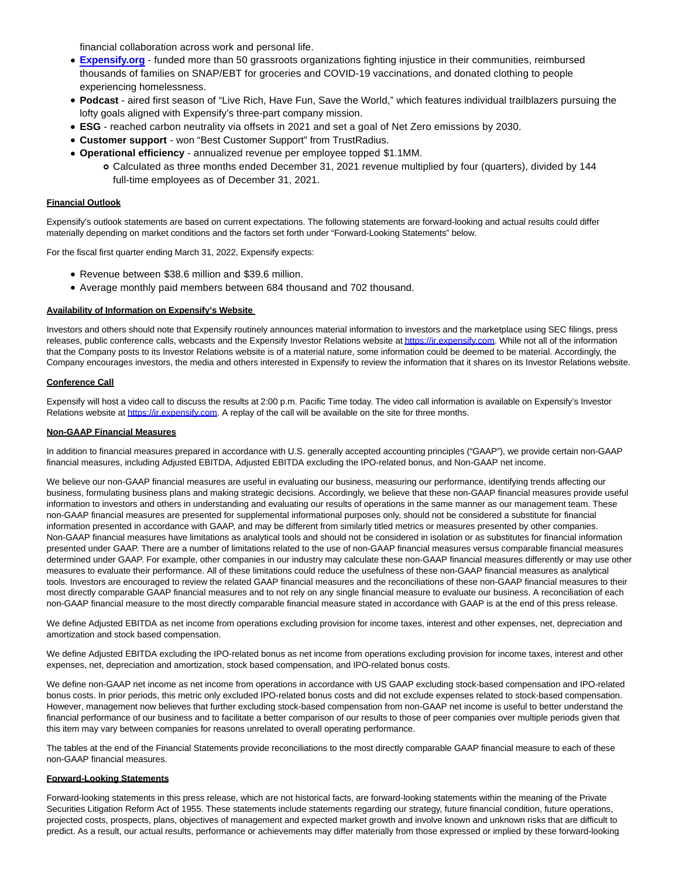financial collaboration across work and personal life.

- **[Expensify.org](Expensify.org)** - funded more than 50 grassroots organizations fighting injustice in their communities, reimbursed thousands of families on SNAP/EBT for groceries and COVID-19 vaccinations, and donated clothing to people experiencing homelessness.
- **Podcast** - aired first season of "Live Rich, Have Fun, Save the World," which features individual trailblazers pursuing the lofty goals aligned with Expensify's three-part company mission.
- **ESG** - reached carbon neutrality via offsets in 2021 and set a goal of Net Zero emissions by 2030.
- **Customer support** - won "Best Customer Support" from TrustRadius.
- **Operational efficiency** - annualized revenue per employee topped $1.1MM.
  - Calculated as three months ended December 31, 2021 revenue multiplied by four (quarters), divided by 144 full-time employees as of December 31, 2021.

**Financial Outlook**

Expensify's outlook statements are based on current expectations. The following statements are forward-looking and actual results could differ materially depending on market conditions and the factors set forth under "Forward-Looking Statements" below.

For the fiscal first quarter ending March 31, 2022, Expensify expects:

- Revenue between $38.6 million and $39.6 million.
- Average monthly paid members between 684 thousand and 702 thousand.

**Availability of Information on Expensify's Website**

Investors and others should note that Expensify routinely announces material information to investors and the marketplace using SEC filings, press releases, public conference calls, webcasts and the Expensify Investor Relations website at https://ir.expensify.com. While not all of the information that the Company posts to its Investor Relations website is of a material nature, some information could be deemed to be material. Accordingly, the Company encourages investors, the media and others interested in Expensify to review the information that it shares on its Investor Relations website.

**Conference Call**

Expensify will host a video call to discuss the results at 2:00 p.m. Pacific Time today. The video call information is available on Expensify's Investor Relations website at https://ir.expensify.com. A replay of the call will be available on the site for three months.

**Non-GAAP Financial Measures**

In addition to financial measures prepared in accordance with U.S. generally accepted accounting principles ("GAAP"), we provide certain non-GAAP financial measures, including Adjusted EBITDA, Adjusted EBITDA excluding the IPO-related bonus, and Non-GAAP net income.

We believe our non-GAAP financial measures are useful in evaluating our business, measuring our performance, identifying trends affecting our business, formulating business plans and making strategic decisions. Accordingly, we believe that these non-GAAP financial measures provide useful information to investors and others in understanding and evaluating our results of operations in the same manner as our management team. These non-GAAP financial measures are presented for supplemental informational purposes only, should not be considered a substitute for financial information presented in accordance with GAAP, and may be different from similarly titled metrics or measures presented by other companies. Non-GAAP financial measures have limitations as analytical tools and should not be considered in isolation or as substitutes for financial information presented under GAAP. There are a number of limitations related to the use of non-GAAP financial measures versus comparable financial measures determined under GAAP. For example, other companies in our industry may calculate these non-GAAP financial measures differently or may use other measures to evaluate their performance. All of these limitations could reduce the usefulness of these non-GAAP financial measures as analytical tools. Investors are encouraged to review the related GAAP financial measures and the reconciliations of these non-GAAP financial measures to their most directly comparable GAAP financial measures and to not rely on any single financial measure to evaluate our business. A reconciliation of each non-GAAP financial measure to the most directly comparable financial measure stated in accordance with GAAP is at the end of this press release.

We define Adjusted EBITDA as net income from operations excluding provision for income taxes, interest and other expenses, net, depreciation and amortization and stock based compensation.

We define Adjusted EBITDA excluding the IPO-related bonus as net income from operations excluding provision for income taxes, interest and other expenses, net, depreciation and amortization, stock based compensation, and IPO-related bonus costs.

We define non-GAAP net income as net income from operations in accordance with US GAAP excluding stock-based compensation and IPO-related bonus costs. In prior periods, this metric only excluded IPO-related bonus costs and did not exclude expenses related to stock-based compensation. However, management now believes that further excluding stock-based compensation from non-GAAP net income is useful to better understand the financial performance of our business and to facilitate a better comparison of our results to those of peer companies over multiple periods given that this item may vary between companies for reasons unrelated to overall operating performance.

The tables at the end of the Financial Statements provide reconciliations to the most directly comparable GAAP financial measure to each of these non-GAAP financial measures.

**Forward-Looking Statements**

Forward-looking statements in this press release, which are not historical facts, are forward-looking statements within the meaning of the Private Securities Litigation Reform Act of 1955. These statements include statements regarding our strategy, future financial condition, future operations, projected costs, prospects, plans, objectives of management and expected market growth and involve known and unknown risks that are difficult to predict. As a result, our actual results, performance or achievements may differ materially from those expressed or implied by these forward-looking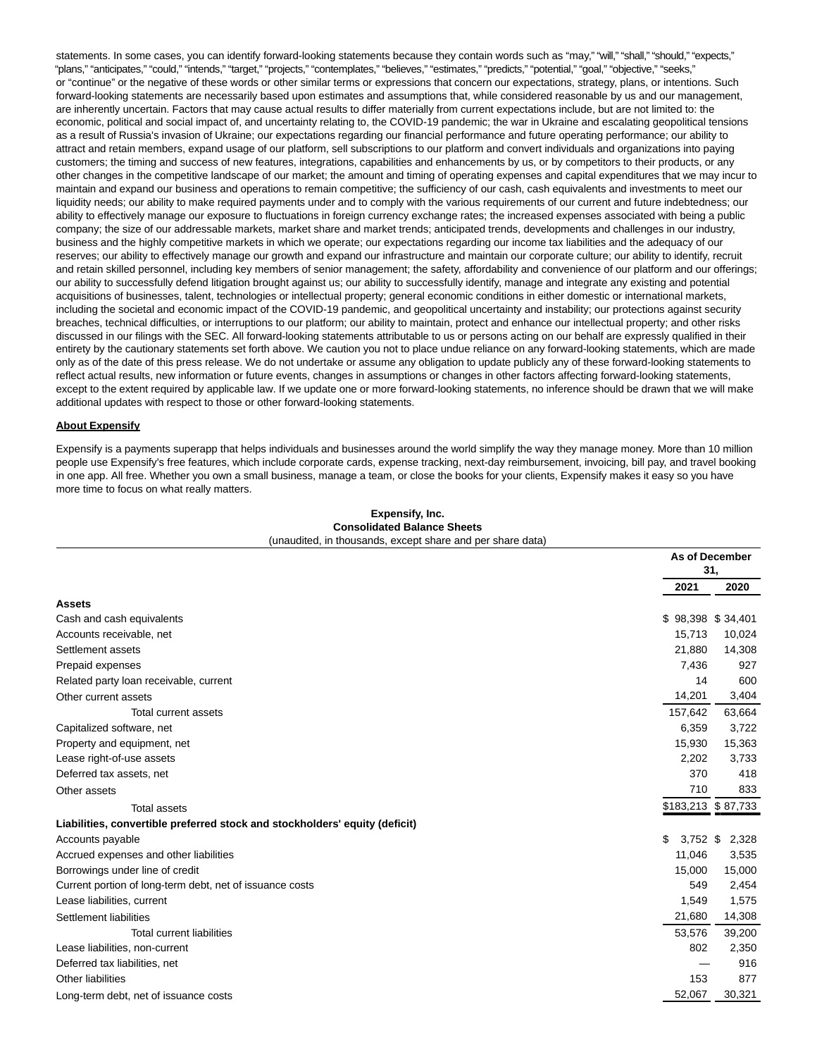statements. In some cases, you can identify forward-looking statements because they contain words such as "may," "will," "shall," "should," "expects," "plans," "anticipates," "could," "intends," "target," "projects," "contemplates," "believes," "estimates," "predicts," "potential," "goal," "objective," "seeks," or "continue" or the negative of these words or other similar terms or expressions that concern our expectations, strategy, plans, or intentions. Such forward-looking statements are necessarily based upon estimates and assumptions that, while considered reasonable by us and our management, are inherently uncertain. Factors that may cause actual results to differ materially from current expectations include, but are not limited to: the economic, political and social impact of, and uncertainty relating to, the COVID-19 pandemic; the war in Ukraine and escalating geopolitical tensions as a result of Russia's invasion of Ukraine; our expectations regarding our financial performance and future operating performance; our ability to attract and retain members, expand usage of our platform, sell subscriptions to our platform and convert individuals and organizations into paying customers; the timing and success of new features, integrations, capabilities and enhancements by us, or by competitors to their products, or any other changes in the competitive landscape of our market; the amount and timing of operating expenses and capital expenditures that we may incur to maintain and expand our business and operations to remain competitive; the sufficiency of our cash, cash equivalents and investments to meet our liquidity needs; our ability to make required payments under and to comply with the various requirements of our current and future indebtedness; our ability to effectively manage our exposure to fluctuations in foreign currency exchange rates; the increased expenses associated with being a public company; the size of our addressable markets, market share and market trends; anticipated trends, developments and challenges in our industry, business and the highly competitive markets in which we operate; our expectations regarding our income tax liabilities and the adequacy of our reserves; our ability to effectively manage our growth and expand our infrastructure and maintain our corporate culture; our ability to identify, recruit and retain skilled personnel, including key members of senior management; the safety, affordability and convenience of our platform and our offerings; our ability to successfully defend litigation brought against us; our ability to successfully identify, manage and integrate any existing and potential acquisitions of businesses, talent, technologies or intellectual property; general economic conditions in either domestic or international markets, including the societal and economic impact of the COVID-19 pandemic, and geopolitical uncertainty and instability; our protections against security breaches, technical difficulties, or interruptions to our platform; our ability to maintain, protect and enhance our intellectual property; and other risks discussed in our filings with the SEC. All forward-looking statements attributable to us or persons acting on our behalf are expressly qualified in their entirety by the cautionary statements set forth above. We caution you not to place undue reliance on any forward-looking statements, which are made only as of the date of this press release. We do not undertake or assume any obligation to update publicly any of these forward-looking statements to reflect actual results, new information or future events, changes in assumptions or changes in other factors affecting forward-looking statements, except to the extent required by applicable law. If we update one or more forward-looking statements, no inference should be drawn that we will make additional updates with respect to those or other forward-looking statements.

**About Expensify**

Expensify is a payments superapp that helps individuals and businesses around the world simplify the way they manage money. More than 10 million people use Expensify's free features, which include corporate cards, expense tracking, next-day reimbursement, invoicing, bill pay, and travel booking in one app. All free. Whether you own a small business, manage a team, or close the books for your clients, Expensify makes it easy so you have more time to focus on what really matters.

**Expensify, Inc.**
**Consolidated Balance Sheets**
(unaudited, in thousands, except share and per share data)

| | As of December 31, | |
|---|---|---|
| | **2021** | **2020** |
| **Assets** | | |
| Cash and cash equivalents | $ 98,398 | $ 34,401 |
| Accounts receivable, net | 15,713 | 10,024 |
| Settlement assets | 21,880 | 14,308 |
| Prepaid expenses | 7,436 | 927 |
| Related party loan receivable, current | 14 | 600 |
| Other current assets | 14,201 | 3,404 |
| Total current assets | 157,642 | 63,664 |
| Capitalized software, net | 6,359 | 3,722 |
| Property and equipment, net | 15,930 | 15,363 |
| Lease right-of-use assets | 2,202 | 3,733 |
| Deferred tax assets, net | 370 | 418 |
| Other assets | 710 | 833 |
| Total assets | $183,213 | $ 87,733 |
| **Liabilities, convertible preferred stock and stockholders' equity (deficit)** | | |
| Accounts payable | $ 3,752 | $ 2,328 |
| Accrued expenses and other liabilities | 11,046 | 3,535 |
| Borrowings under line of credit | 15,000 | 15,000 |
| Current portion of long-term debt, net of issuance costs | 549 | 2,454 |
| Lease liabilities, current | 1,549 | 1,575 |
| Settlement liabilities | 21,680 | 14,308 |
| Total current liabilities | 53,576 | 39,200 |
| Lease liabilities, non-current | 802 | 2,350 |
| Deferred tax liabilities, net | — | 916 |
| Other liabilities | 153 | 877 |
| Long-term debt, net of issuance costs | 52,067 | 30,321 |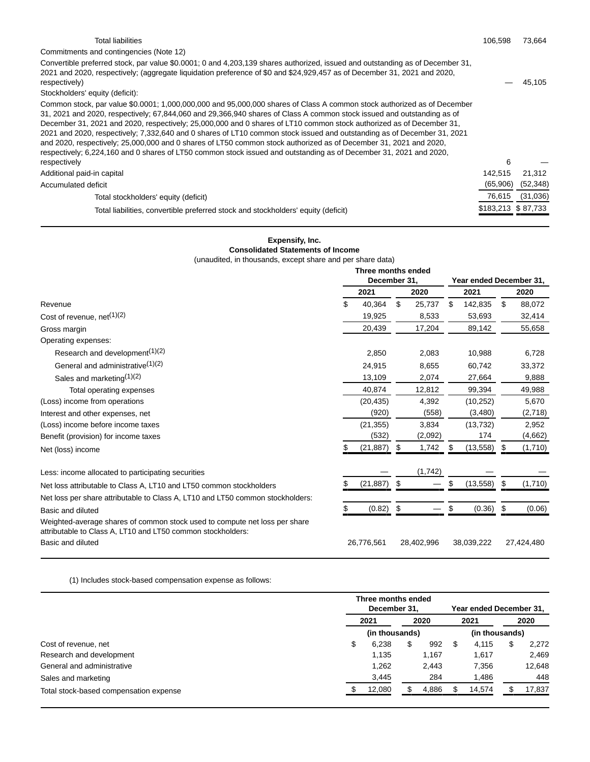| | | |
|---|---|---|
| Total liabilities | 106,598 | 73,664 |
| Commitments and contingencies (Note 12) | | |
| Convertible preferred stock, par value $0.0001; 0 and 4,203,139 shares authorized, issued and outstanding as of December 31, 2021 and 2020, respectively; (aggregate liquidation preference of $0 and $24,929,457 as of December 31, 2021 and 2020, respectively) | — | 45,105 |
| Stockholders' equity (deficit): | | |
| Common stock, par value $0.0001; 1,000,000,000 and 95,000,000 shares of Class A common stock authorized as of December 31, 2021 and 2020, respectively; 67,844,060 and 29,366,940 shares of Class A common stock issued and outstanding as of December 31, 2021 and 2020, respectively; 25,000,000 and 0 shares of LT10 common stock authorized as of December 31, 2021 and 2020, respectively; 7,332,640 and 0 shares of LT10 common stock issued and outstanding as of December 31, 2021 and 2020, respectively; 25,000,000 and 0 shares of LT50 common stock authorized as of December 31, 2021 and 2020, respectively; 6,224,160 and 0 shares of LT50 common stock issued and outstanding as of December 31, 2021 and 2020, respectively | 6 | — |
| Additional paid-in capital | 142,515 | 21,312 |
| Accumulated deficit | (65,906) | (52,348) |
| Total stockholders' equity (deficit) | 76,615 | (31,036) |
| Total liabilities, convertible preferred stock and stockholders' equity (deficit) | $183,213 | $ 87,733 |

**Expensify, Inc.**
**Consolidated Statements of Income**
(unaudited, in thousands, except share and per share data)

| | Three months ended December 31, | | Year ended December 31, | |
|---|---|---|---|---|
| | 2021 | 2020 | 2021 | 2020 |
| Revenue | $ 40,364 | $ 25,737 | $ 142,835 | $ 88,072 |
| Cost of revenue, net(1)(2) | 19,925 | 8,533 | 53,693 | 32,414 |
| Gross margin | 20,439 | 17,204 | 89,142 | 55,658 |
| Operating expenses: | | | | |
| Research and development(1)(2) | 2,850 | 2,083 | 10,988 | 6,728 |
| General and administrative(1)(2) | 24,915 | 8,655 | 60,742 | 33,372 |
| Sales and marketing(1)(2) | 13,109 | 2,074 | 27,664 | 9,888 |
| Total operating expenses | 40,874 | 12,812 | 99,394 | 49,988 |
| (Loss) income from operations | (20,435) | 4,392 | (10,252) | 5,670 |
| Interest and other expenses, net | (920) | (558) | (3,480) | (2,718) |
| (Loss) income before income taxes | (21,355) | 3,834 | (13,732) | 2,952 |
| Benefit (provision) for income taxes | (532) | (2,092) | 174 | (4,662) |
| Net (loss) income | $ (21,887) | $ 1,742 | $ (13,558) | $ (1,710) |
| Less: income allocated to participating securities | — | (1,742) | — | — |
| Net loss attributable to Class A, LT10 and LT50 common stockholders | $ (21,887) | $ — | $ (13,558) | $ (1,710) |
| Net loss per share attributable to Class A, LT10 and LT50 common stockholders: | | | | |
| Basic and diluted | $ (0.82) | $ — | $ (0.36) | $ (0.06) |
| Weighted-average shares of common stock used to compute net loss per share attributable to Class A, LT10 and LT50 common stockholders: | | | | |
| Basic and diluted | 26,776,561 | 28,402,996 | 38,039,222 | 27,424,480 |

(1) Includes stock-based compensation expense as follows:

| | Three months ended December 31, | | Year ended December 31, | |
|---|---|---|---|---|
| | 2021 | 2020 | 2021 | 2020 |
| | (in thousands) | | (in thousands) | |
| Cost of revenue, net | $ 6,238 | $ 992 | $ 4,115 | $ 2,272 |
| Research and development | 1,135 | 1,167 | 1,617 | 2,469 |
| General and administrative | 1,262 | 2,443 | 7,356 | 12,648 |
| Sales and marketing | 3,445 | 284 | 1,486 | 448 |
| Total stock-based compensation expense | $ 12,080 | $ 4,886 | $ 14,574 | $ 17,837 |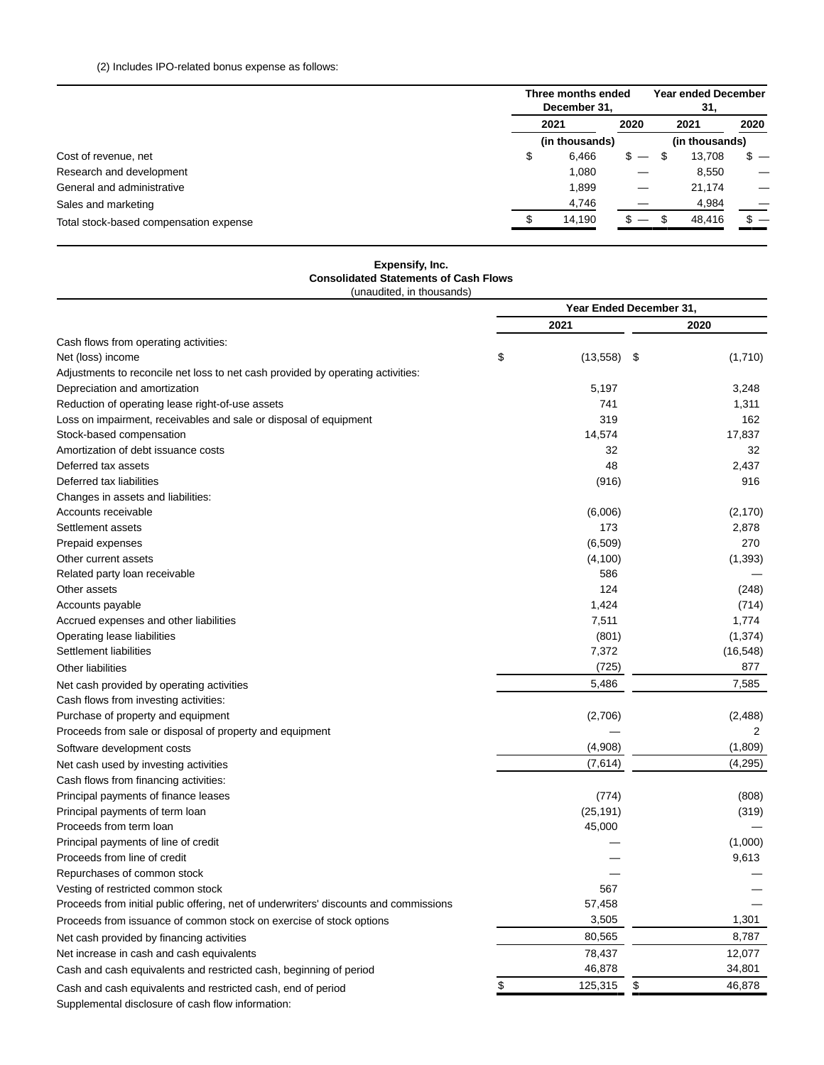(2) Includes IPO-related bonus expense as follows:

| | Three months ended December 31, | | Year ended December 31, | |
|---|---|---|---|---|
| | 2021 | 2020 | 2021 | 2020 |
| | (in thousands) | | (in thousands) | |
| Cost of revenue, net | $ 6,466 | $ — | $ 13,708 | $ — |
| Research and development | 1,080 | — | 8,550 | — |
| General and administrative | 1,899 | — | 21,174 | — |
| Sales and marketing | 4,746 | — | 4,984 | — |
| Total stock-based compensation expense | $ 14,190 | $ — | $ 48,416 | $ — |

**Expensify, Inc.**
**Consolidated Statements of Cash Flows**
(unaudited, in thousands)

| | Year Ended December 31, | |
|---|---|---|
| | 2021 | 2020 |
| Cash flows from operating activities: | | |
| Net (loss) income | $ (13,558) | $ (1,710) |
| Adjustments to reconcile net loss to net cash provided by operating activities: | | |
| Depreciation and amortization | 5,197 | 3,248 |
| Reduction of operating lease right-of-use assets | 741 | 1,311 |
| Loss on impairment, receivables and sale or disposal of equipment | 319 | 162 |
| Stock-based compensation | 14,574 | 17,837 |
| Amortization of debt issuance costs | 32 | 32 |
| Deferred tax assets | 48 | 2,437 |
| Deferred tax liabilities | (916) | 916 |
| Changes in assets and liabilities: | | |
| Accounts receivable | (6,006) | (2,170) |
| Settlement assets | 173 | 2,878 |
| Prepaid expenses | (6,509) | 270 |
| Other current assets | (4,100) | (1,393) |
| Related party loan receivable | 586 | — |
| Other assets | 124 | (248) |
| Accounts payable | 1,424 | (714) |
| Accrued expenses and other liabilities | 7,511 | 1,774 |
| Operating lease liabilities | (801) | (1,374) |
| Settlement liabilities | 7,372 | (16,548) |
| Other liabilities | (725) | 877 |
| Net cash provided by operating activities | 5,486 | 7,585 |
| Cash flows from investing activities: | | |
| Purchase of property and equipment | (2,706) | (2,488) |
| Proceeds from sale or disposal of property and equipment | — | 2 |
| Software development costs | (4,908) | (1,809) |
| Net cash used by investing activities | (7,614) | (4,295) |
| Cash flows from financing activities: | | |
| Principal payments of finance leases | (774) | (808) |
| Principal payments of term loan | (25,191) | (319) |
| Proceeds from term loan | 45,000 | — |
| Principal payments of line of credit | — | (1,000) |
| Proceeds from line of credit | — | 9,613 |
| Repurchases of common stock | — | — |
| Vesting of restricted common stock | 567 | — |
| Proceeds from initial public offering, net of underwriters' discounts and commissions | 57,458 | — |
| Proceeds from issuance of common stock on exercise of stock options | 3,505 | 1,301 |
| Net cash provided by financing activities | 80,565 | 8,787 |
| Net increase in cash and cash equivalents | 78,437 | 12,077 |
| Cash and cash equivalents and restricted cash, beginning of period | 46,878 | 34,801 |
| Cash and cash equivalents and restricted cash, end of period | $ 125,315 | $ 46,878 |
| Supplemental disclosure of cash flow information: | | |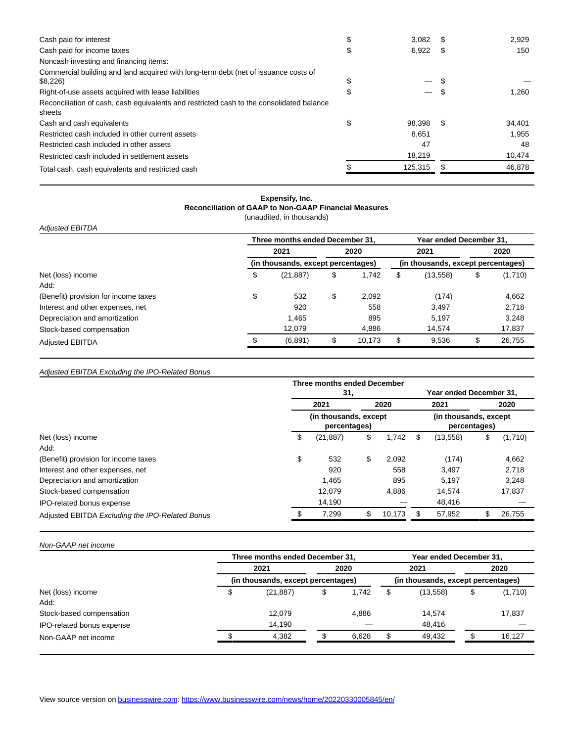| | 2021 | 2020 |
|---|---|---|
| Cash paid for interest | $ 3,082 | $ 2,929 |
| Cash paid for income taxes | $ 6,922 | $ 150 |
| Noncash investing and financing items: | | |
| Commercial building and land acquired with long-term debt (net of issuance costs of $8,226) | $ — | $ — |
| Right-of-use assets acquired with lease liabilities | $ — | $ 1,260 |
| Reconciliation of cash, cash equivalents and restricted cash to the consolidated balance sheets | | |
| Cash and cash equivalents | $ 98,398 | $ 34,401 |
| Restricted cash included in other current assets | 8,651 | 1,955 |
| Restricted cash included in other assets | 47 | 48 |
| Restricted cash included in settlement assets | 18,219 | 10,474 |
| Total cash, cash equivalents and restricted cash | $ 125,315 | $ 46,878 |

**Expensify, Inc.**
**Reconciliation of GAAP to Non-GAAP Financial Measures**
(unaudited, in thousands)

*Adjusted EBITDA*

| | Three months ended December 31, | | Year ended December 31, | |
|---|---|---|---|---|
| | 2021 | 2020 | 2021 | 2020 |
| | (in thousands, except percentages) | | (in thousands, except percentages) | |
| Net (loss) income | $ (21,887) | $ 1,742 | $ (13,558) | $ (1,710) |
| Add: | | | | |
| (Benefit) provision for income taxes | $ 532 | $ 2,092 | (174) | 4,662 |
| Interest and other expenses, net | 920 | 558 | 3,497 | 2,718 |
| Depreciation and amortization | 1,465 | 895 | 5,197 | 3,248 |
| Stock-based compensation | 12,079 | 4,886 | 14,574 | 17,837 |
| Adjusted EBITDA | $ (6,891) | $ 10,173 | $ 9,536 | $ 26,755 |

*Adjusted EBITDA Excluding the IPO-Related Bonus*

| | Three months ended December 31, | | Year ended December 31, | |
|---|---|---|---|---|
| | 2021 | 2020 | 2021 | 2020 |
| | (in thousands, except percentages) | | (in thousands, except percentages) | |
| Net (loss) income | $ (21,887) | $ 1,742 | $ (13,558) | $ (1,710) |
| Add: | | | | |
| (Benefit) provision for income taxes | $ 532 | $ 2,092 | (174) | 4,662 |
| Interest and other expenses, net | 920 | 558 | 3,497 | 2,718 |
| Depreciation and amortization | 1,465 | 895 | 5,197 | 3,248 |
| Stock-based compensation | 12,079 | 4,886 | 14,574 | 17,837 |
| IPO-related bonus expense | 14,190 | — | 48,416 | — |
| Adjusted EBITDA *Excluding the IPO-Related Bonus* | $ 7,299 | $ 10,173 | $ 57,952 | $ 26,755 |

*Non-GAAP net income*

| | Three months ended December 31, | | Year ended December 31, | |
|---|---|---|---|---|
| | 2021 | 2020 | 2021 | 2020 |
| | (in thousands, except percentages) | | (in thousands, except percentages) | |
| Net (loss) income | $ (21,887) | $ 1,742 | $ (13,558) | $ (1,710) |
| Add: | | | | |
| Stock-based compensation | 12,079 | 4,886 | 14,574 | 17,837 |
| IPO-related bonus expense | 14,190 | — | 48,416 | — |
| Non-GAAP net income | $ 4,382 | $ 6,628 | $ 49,432 | $ 16,127 |

View source version on businesswire.com: https://www.businesswire.com/news/home/20220330005845/en/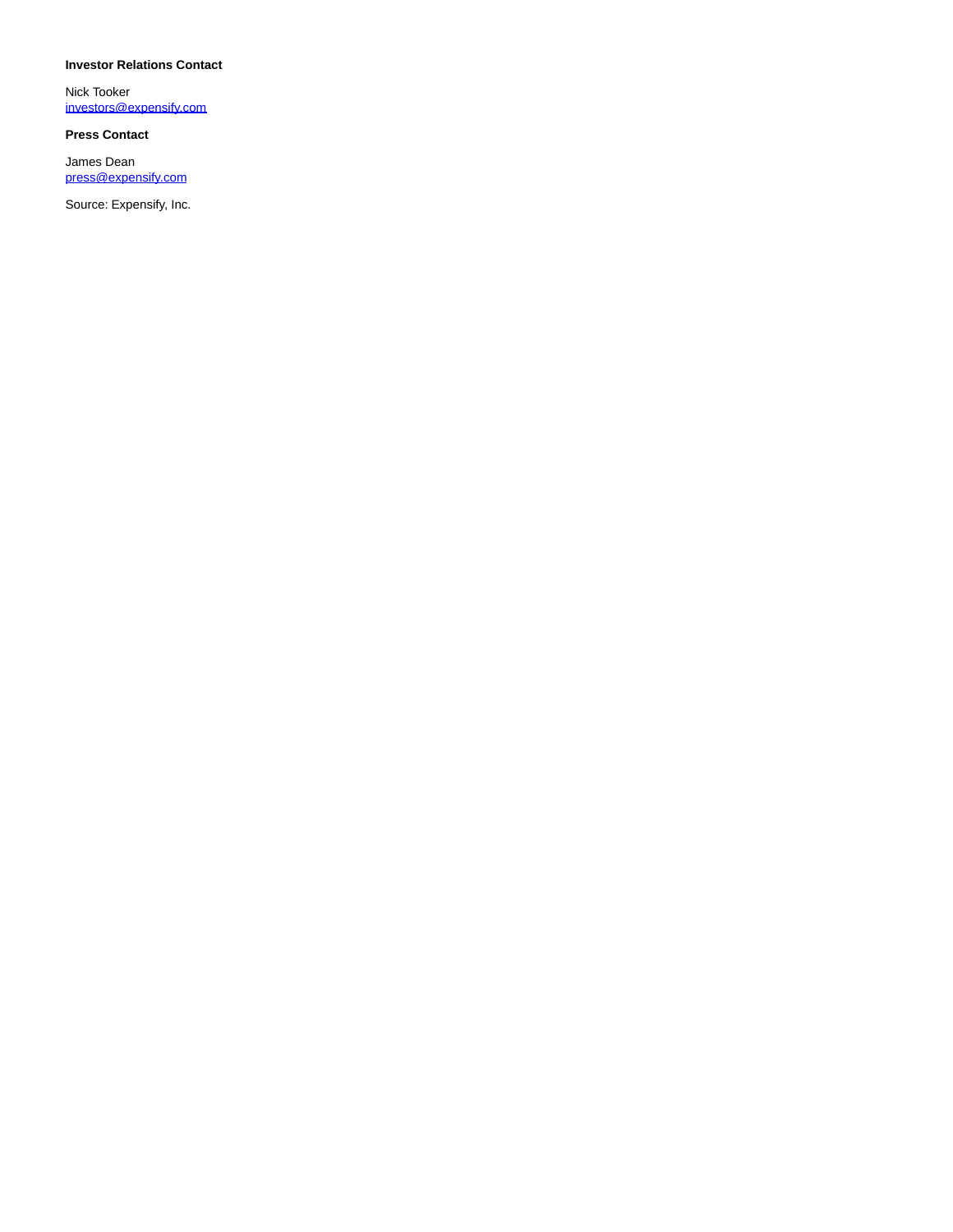**Investor Relations Contact**

Nick Tooker
investors@expensify.com

**Press Contact**

James Dean
press@expensify.com

Source: Expensify, Inc.